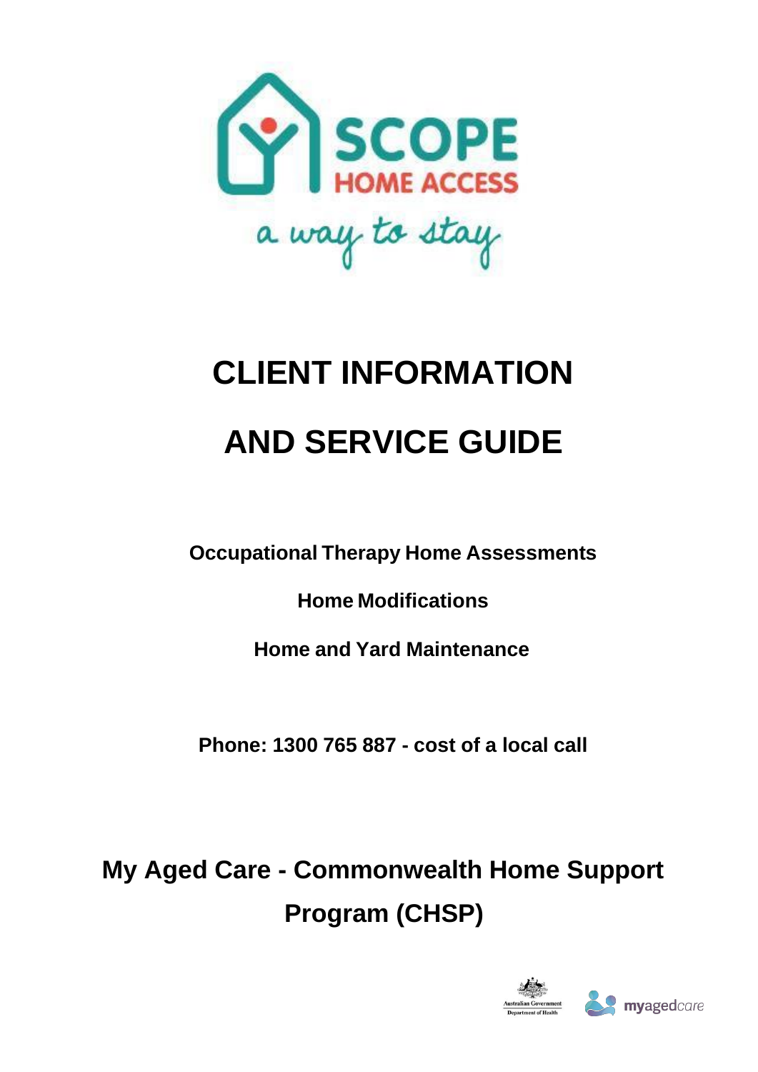SCOPE HOME ACCESS

a way to stay

# CLIENT INFORMATION

# AND SERVICE GUIDE

**Occupational Therapy Home Assessments**

**Home Modifications**

**Home and Yard Maintenance**

**Phone: 1300 765 887 - cost of a local call**

## My Aged Care - Commonwealth Home Support Program (CHSP)

Australian Government Department of Health

myagedcare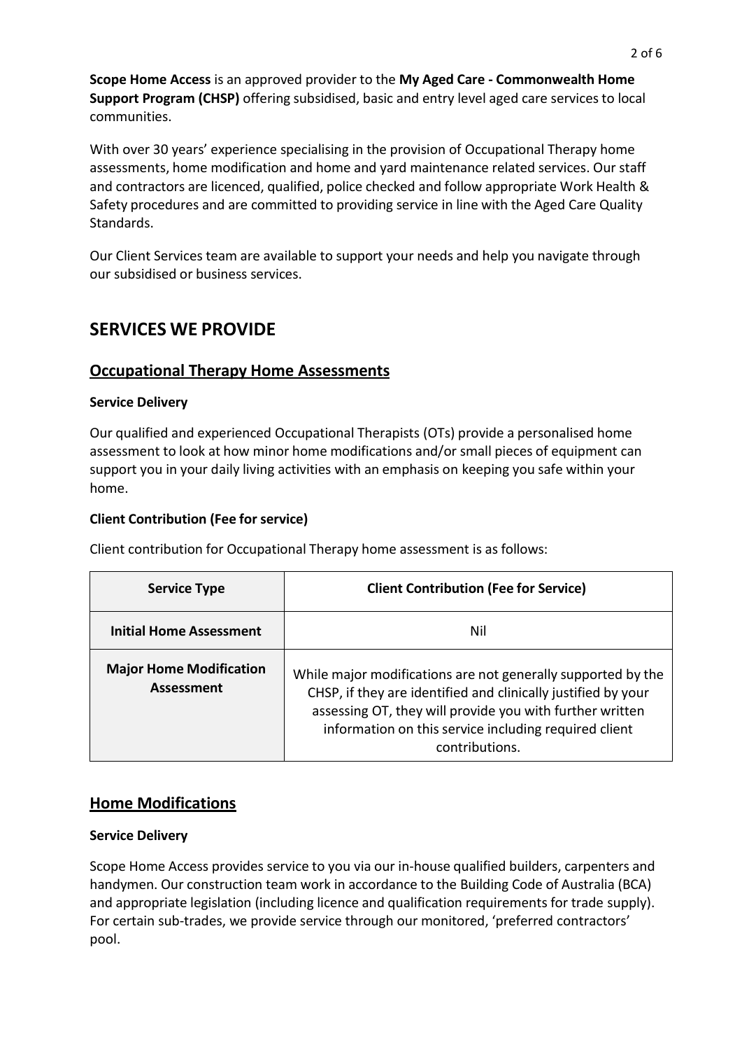**Scope Home Access** is an approved provider to the **My Aged Care - Commonwealth Home Support Program (CHSP)** offering subsidised, basic and entry level aged care services to local communities.

With over 30 years' experience specialising in the provision of Occupational Therapy home assessments, home modification and home and yard maintenance related services. Our staff and contractors are licenced, qualified, police checked and follow appropriate Work Health & Safety procedures and are committed to providing service in line with the Aged Care Quality Standards.

Our Client Services team are available to support your needs and help you navigate through our subsidised or business services.

# SERVICES WE PROVIDE

## Occupational Therapy Home Assessments

**Service Delivery**

Our qualified and experienced Occupational Therapists (OTs) provide a personalised home assessment to look at how minor home modifications and/or small pieces of equipment can support you in your daily living activities with an emphasis on keeping you safe within your home.

**Client Contribution (Fee for service)**

Client contribution for Occupational Therapy home assessment is as follows:

| Service Type | Client Contribution (Fee for Service) |
| --- | --- |
| **Initial Home Assessment** | Nil |
| **Major Home Modification Assessment** | While major modifications are not generally supported by the CHSP, if they are identified and clinically justified by your assessing OT, they will provide you with further written information on this service including required client contributions. |

## Home Modifications

**Service Delivery**

Scope Home Access provides service to you via our in-house qualified builders, carpenters and handymen. Our construction team work in accordance to the Building Code of Australia (BCA) and appropriate legislation (including licence and qualification requirements for trade supply). For certain sub-trades, we provide service through our monitored, 'preferred contractors' pool.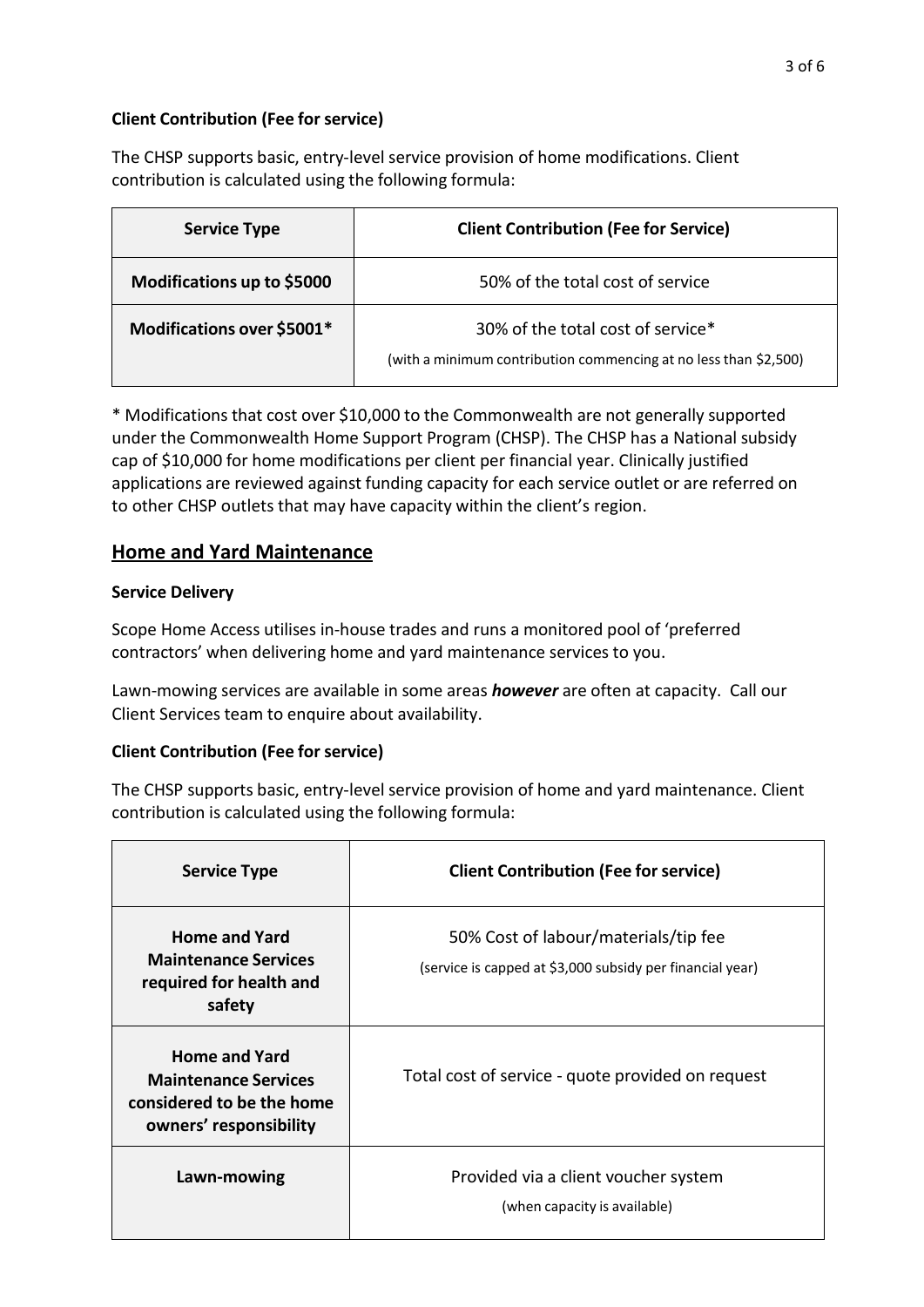**Client Contribution (Fee for service)**

The CHSP supports basic, entry-level service provision of home modifications. Client contribution is calculated using the following formula:

| Service Type | Client Contribution (Fee for Service) |
|---|---|
| Modifications up to $5000 | 50% of the total cost of service |
| Modifications over $5001* | 30% of the total cost of service* (with a minimum contribution commencing at no less than $2,500) |

* Modifications that cost over $10,000 to the Commonwealth are not generally supported under the Commonwealth Home Support Program (CHSP). The CHSP has a National subsidy cap of $10,000 for home modifications per client per financial year. Clinically justified applications are reviewed against funding capacity for each service outlet or are referred on to other CHSP outlets that may have capacity within the client's region.

## Home and Yard Maintenance

**Service Delivery**

Scope Home Access utilises in-house trades and runs a monitored pool of 'preferred contractors' when delivering home and yard maintenance services to you.

Lawn-mowing services are available in some areas ***however*** are often at capacity. Call our Client Services team to enquire about availability.

**Client Contribution (Fee for service)**

The CHSP supports basic, entry-level service provision of home and yard maintenance. Client contribution is calculated using the following formula:

| Service Type | Client Contribution (Fee for service) |
|---|---|
| Home and Yard Maintenance Services required for health and safety | 50% Cost of labour/materials/tip fee (service is capped at $3,000 subsidy per financial year) |
| Home and Yard Maintenance Services considered to be the home owners' responsibility | Total cost of service - quote provided on request |
| Lawn-mowing | Provided via a client voucher system (when capacity is available) |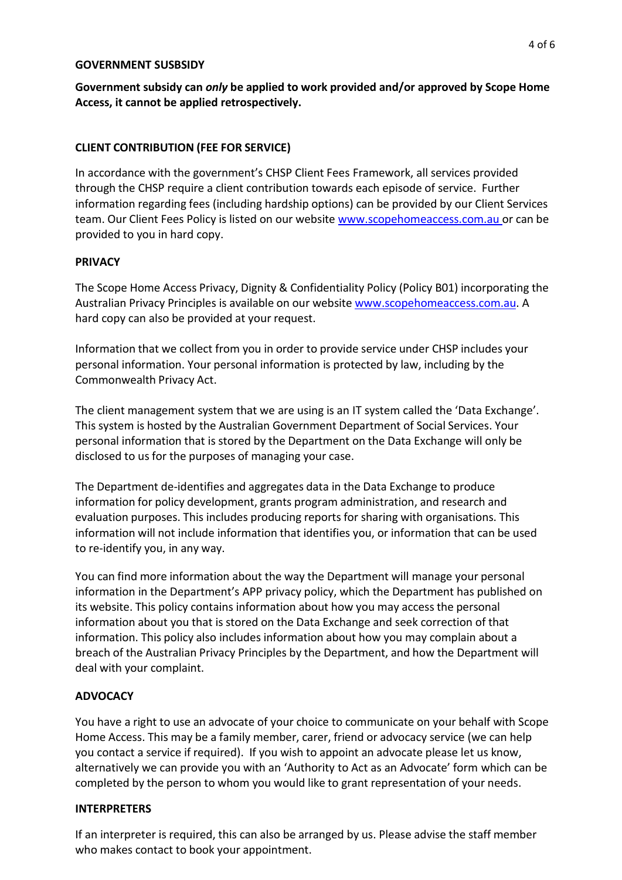## GOVERNMENT SUSBSIDY

**Government subsidy can *only* be applied to work provided and/or approved by Scope Home Access, it cannot be applied retrospectively.**

## CLIENT CONTRIBUTION (FEE FOR SERVICE)

In accordance with the government's CHSP Client Fees Framework, all services provided through the CHSP require a client contribution towards each episode of service. Further information regarding fees (including hardship options) can be provided by our Client Services team. Our Client Fees Policy is listed on our website www.scopehomeaccess.com.au or can be provided to you in hard copy.

## PRIVACY

The Scope Home Access Privacy, Dignity & Confidentiality Policy (Policy B01) incorporating the Australian Privacy Principles is available on our website www.scopehomeaccess.com.au. A hard copy can also be provided at your request.

Information that we collect from you in order to provide service under CHSP includes your personal information. Your personal information is protected by law, including by the Commonwealth Privacy Act.

The client management system that we are using is an IT system called the 'Data Exchange'. This system is hosted by the Australian Government Department of Social Services. Your personal information that is stored by the Department on the Data Exchange will only be disclosed to us for the purposes of managing your case.

The Department de-identifies and aggregates data in the Data Exchange to produce information for policy development, grants program administration, and research and evaluation purposes. This includes producing reports for sharing with organisations. This information will not include information that identifies you, or information that can be used to re-identify you, in any way.

You can find more information about the way the Department will manage your personal information in the Department's APP privacy policy, which the Department has published on its website. This policy contains information about how you may access the personal information about you that is stored on the Data Exchange and seek correction of that information. This policy also includes information about how you may complain about a breach of the Australian Privacy Principles by the Department, and how the Department will deal with your complaint.

## ADVOCACY

You have a right to use an advocate of your choice to communicate on your behalf with Scope Home Access. This may be a family member, carer, friend or advocacy service (we can help you contact a service if required). If you wish to appoint an advocate please let us know, alternatively we can provide you with an 'Authority to Act as an Advocate' form which can be completed by the person to whom you would like to grant representation of your needs.

## INTERPRETERS

If an interpreter is required, this can also be arranged by us. Please advise the staff member who makes contact to book your appointment.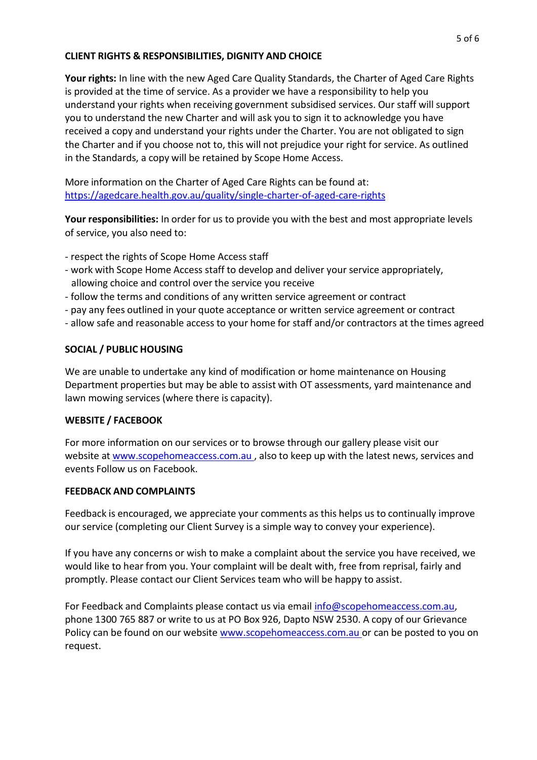## CLIENT RIGHTS & RESPONSIBILITIES, DIGNITY AND CHOICE

**Your rights:** In line with the new Aged Care Quality Standards, the Charter of Aged Care Rights is provided at the time of service. As a provider we have a responsibility to help you understand your rights when receiving government subsidised services. Our staff will support you to understand the new Charter and will ask you to sign it to acknowledge you have received a copy and understand your rights under the Charter. You are not obligated to sign the Charter and if you choose not to, this will not prejudice your right for service. As outlined in the Standards, a copy will be retained by Scope Home Access.

More information on the Charter of Aged Care Rights can be found at: https://agedcare.health.gov.au/quality/single-charter-of-aged-care-rights

**Your responsibilities:** In order for us to provide you with the best and most appropriate levels of service, you also need to:

- respect the rights of Scope Home Access staff
- work with Scope Home Access staff to develop and deliver your service appropriately, allowing choice and control over the service you receive
- follow the terms and conditions of any written service agreement or contract
- pay any fees outlined in your quote acceptance or written service agreement or contract
- allow safe and reasonable access to your home for staff and/or contractors at the times agreed

## SOCIAL / PUBLIC HOUSING

We are unable to undertake any kind of modification or home maintenance on Housing Department properties but may be able to assist with OT assessments, yard maintenance and lawn mowing services (where there is capacity).

## WEBSITE / FACEBOOK

For more information on our services or to browse through our gallery please visit our website at www.scopehomeaccess.com.au , also to keep up with the latest news, services and events Follow us on Facebook.

## FEEDBACK AND COMPLAINTS

Feedback is encouraged, we appreciate your comments as this helps us to continually improve our service (completing our Client Survey is a simple way to convey your experience).

If you have any concerns or wish to make a complaint about the service you have received, we would like to hear from you. Your complaint will be dealt with, free from reprisal, fairly and promptly. Please contact our Client Services team who will be happy to assist.

For Feedback and Complaints please contact us via email info@scopehomeaccess.com.au, phone 1300 765 887 or write to us at PO Box 926, Dapto NSW 2530. A copy of our Grievance Policy can be found on our website www.scopehomeaccess.com.au or can be posted to you on request.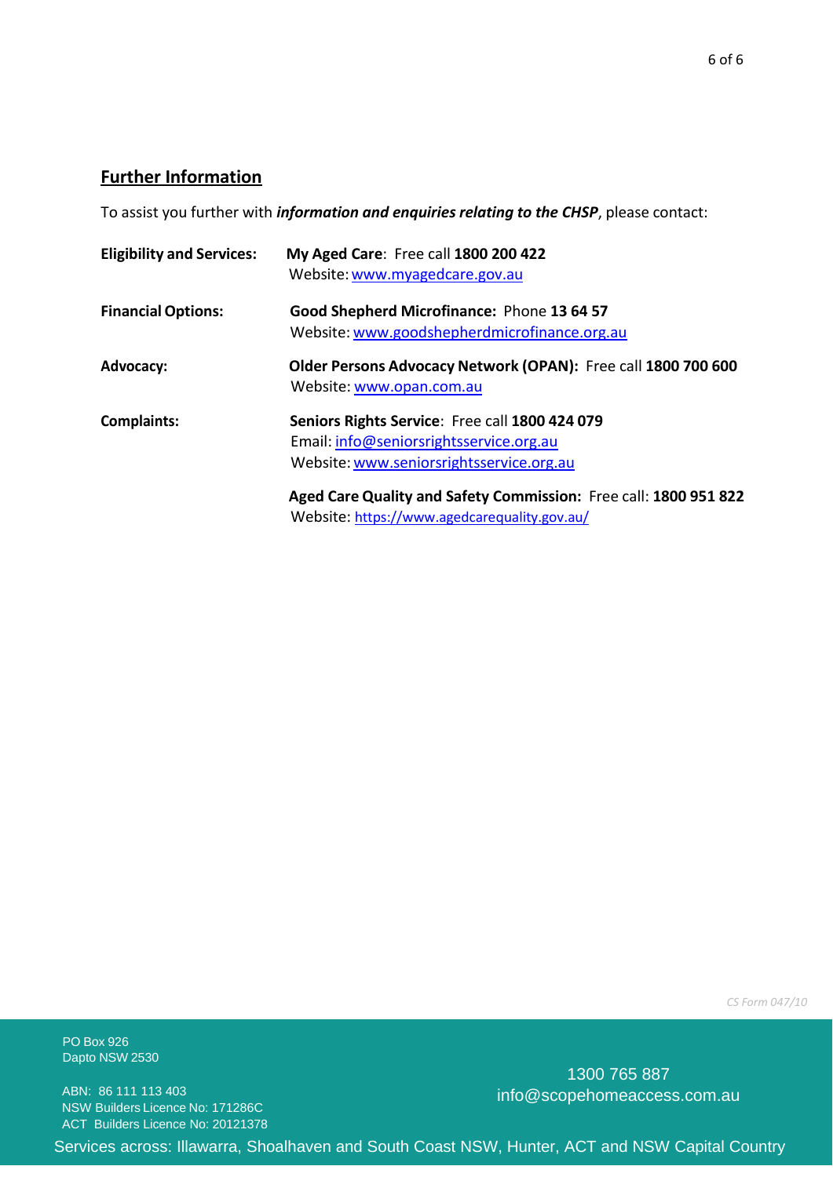## Further Information

To assist you further with ***information and enquiries relating to the CHSP***, please contact:

| | |
|---|---|
| **Eligibility and Services:** | **My Aged Care**: Free call **1800 200 422**<br>Website: www.myagedcare.gov.au |
| **Financial Options:** | **Good Shepherd Microfinance:** Phone **13 64 57**<br>Website: www.goodshepherdmicrofinance.org.au |
| **Advocacy:** | **Older Persons Advocacy Network (OPAN):** Free call **1800 700 600**<br>Website: www.opan.com.au |
| **Complaints:** | **Seniors Rights Service**: Free call **1800 424 079**<br>Email: info@seniorsrightsservice.org.au<br>Website: www.seniorsrightsservice.org.au |
| | **Aged Care Quality and Safety Commission:** Free call: **1800 951 822**<br>Website: https://www.agedcarequality.gov.au/ |

*CS Form 047/10*

PO Box 926
Dapto NSW 2530

ABN: 86 111 113 403
NSW Builders Licence No: 171286C
ACT Builders Licence No: 20121378

1300 765 887
info@scopehomeaccess.com.au

Services across: Illawarra, Shoalhaven and South Coast NSW, Hunter, ACT and NSW Capital Country